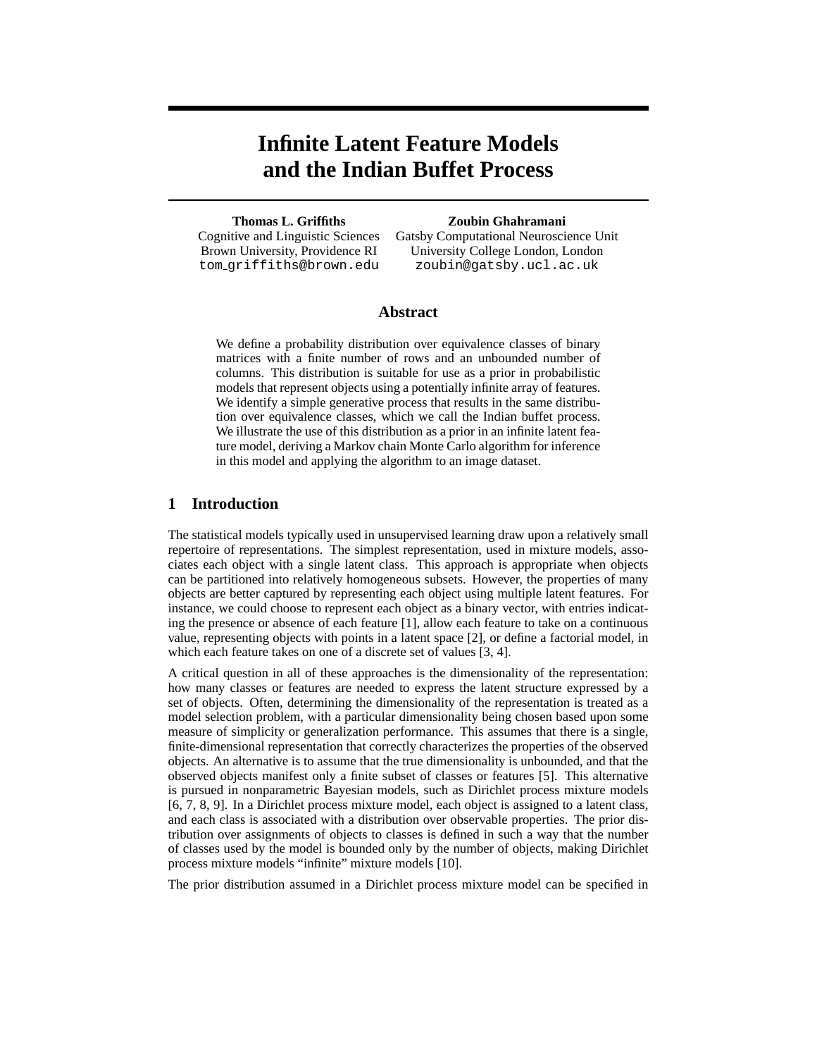# Infinite Latent Feature Models and the Indian Buffet Process

**Thomas L. Griffiths**
Cognitive and Linguistic Sciences
Brown University, Providence RI
tom_griffiths@brown.edu

**Zoubin Ghahramani**
Gatsby Computational Neuroscience Unit
University College London, London
zoubin@gatsby.ucl.ac.uk

## Abstract

We define a probability distribution over equivalence classes of binary matrices with a finite number of rows and an unbounded number of columns. This distribution is suitable for use as a prior in probabilistic models that represent objects using a potentially infinite array of features. We identify a simple generative process that results in the same distribution over equivalence classes, which we call the Indian buffet process. We illustrate the use of this distribution as a prior in an infinite latent feature model, deriving a Markov chain Monte Carlo algorithm for inference in this model and applying the algorithm to an image dataset.

## 1 Introduction

The statistical models typically used in unsupervised learning draw upon a relatively small repertoire of representations. The simplest representation, used in mixture models, associates each object with a single latent class. This approach is appropriate when objects can be partitioned into relatively homogeneous subsets. However, the properties of many objects are better captured by representing each object using multiple latent features. For instance, we could choose to represent each object as a binary vector, with entries indicating the presence or absence of each feature [1], allow each feature to take on a continuous value, representing objects with points in a latent space [2], or define a factorial model, in which each feature takes on one of a discrete set of values [3, 4].

A critical question in all of these approaches is the dimensionality of the representation: how many classes or features are needed to express the latent structure expressed by a set of objects. Often, determining the dimensionality of the representation is treated as a model selection problem, with a particular dimensionality being chosen based upon some measure of simplicity or generalization performance. This assumes that there is a single, finite-dimensional representation that correctly characterizes the properties of the observed objects. An alternative is to assume that the true dimensionality is unbounded, and that the observed objects manifest only a finite subset of classes or features [5]. This alternative is pursued in nonparametric Bayesian models, such as Dirichlet process mixture models [6, 7, 8, 9]. In a Dirichlet process mixture model, each object is assigned to a latent class, and each class is associated with a distribution over observable properties. The prior distribution over assignments of objects to classes is defined in such a way that the number of classes used by the model is bounded only by the number of objects, making Dirichlet process mixture models "infinite" mixture models [10].

The prior distribution assumed in a Dirichlet process mixture model can be specified in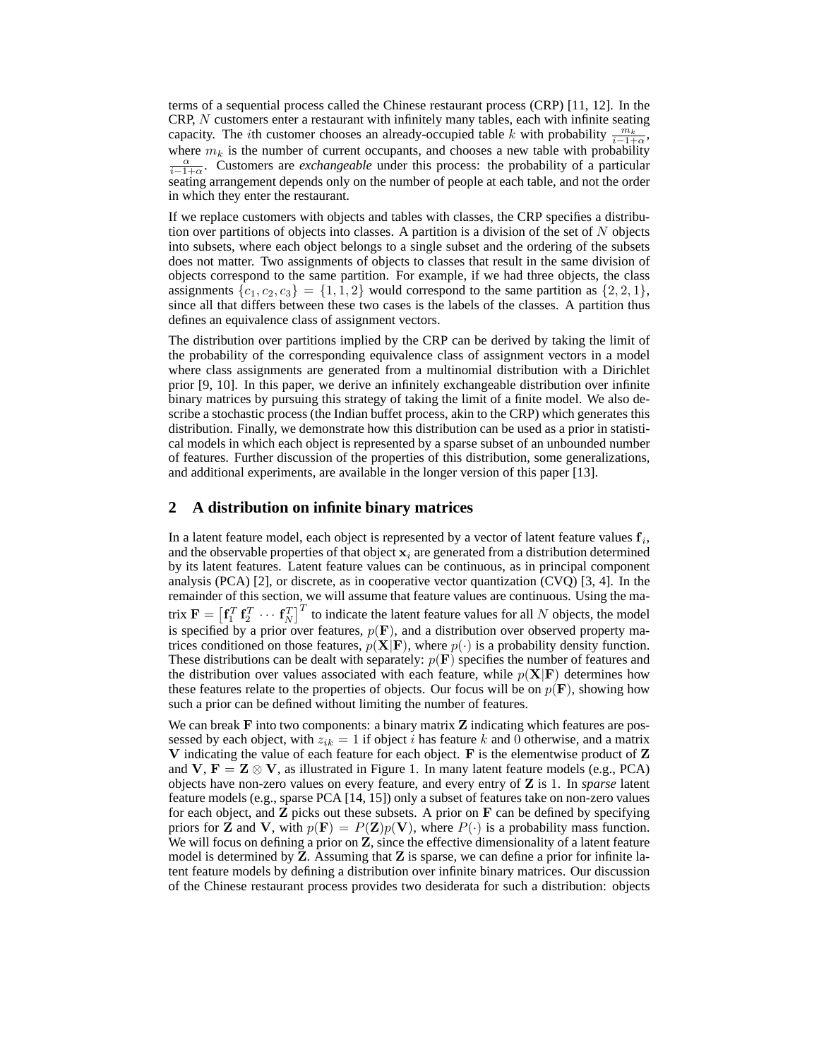terms of a sequential process called the Chinese restaurant process (CRP) [11, 12]. In the CRP, $N$ customers enter a restaurant with infinitely many tables, each with infinite seating capacity. The $i$th customer chooses an already-occupied table $k$ with probability $\frac{m_k}{i-1+\alpha}$, where $m_k$ is the number of current occupants, and chooses a new table with probability $\frac{\alpha}{i-1+\alpha}$. Customers are *exchangeable* under this process: the probability of a particular seating arrangement depends only on the number of people at each table, and not the order in which they enter the restaurant.

If we replace customers with objects and tables with classes, the CRP specifies a distribution over partitions of objects into classes. A partition is a division of the set of $N$ objects into subsets, where each object belongs to a single subset and the ordering of the subsets does not matter. Two assignments of objects to classes that result in the same division of objects correspond to the same partition. For example, if we had three objects, the class assignments $\{c_1, c_2, c_3\} = \{1, 1, 2\}$ would correspond to the same partition as $\{2, 2, 1\}$, since all that differs between these two cases is the labels of the classes. A partition thus defines an equivalence class of assignment vectors.

The distribution over partitions implied by the CRP can be derived by taking the limit of the probability of the corresponding equivalence class of assignment vectors in a model where class assignments are generated from a multinomial distribution with a Dirichlet prior [9, 10]. In this paper, we derive an infinitely exchangeable distribution over infinite binary matrices by pursuing this strategy of taking the limit of a finite model. We also describe a stochastic process (the Indian buffet process, akin to the CRP) which generates this distribution. Finally, we demonstrate how this distribution can be used as a prior in statistical models in which each object is represented by a sparse subset of an unbounded number of features. Further discussion of the properties of this distribution, some generalizations, and additional experiments, are available in the longer version of this paper [13].

## 2 A distribution on infinite binary matrices

In a latent feature model, each object is represented by a vector of latent feature values $\mathbf{f}_i$, and the observable properties of that object $\mathbf{x}_i$ are generated from a distribution determined by its latent features. Latent feature values can be continuous, as in principal component analysis (PCA) [2], or discrete, as in cooperative vector quantization (CVQ) [3, 4]. In the remainder of this section, we will assume that feature values are continuous. Using the matrix $\mathbf{F} = \left[\mathbf{f}_1^T \, \mathbf{f}_2^T \, \cdots \, \mathbf{f}_N^T\right]^T$ to indicate the latent feature values for all $N$ objects, the model is specified by a prior over features, $p(\mathbf{F})$, and a distribution over observed property matrices conditioned on those features, $p(\mathbf{X}|\mathbf{F})$, where $p(\cdot)$ is a probability density function. These distributions can be dealt with separately: $p(\mathbf{F})$ specifies the number of features and the distribution over values associated with each feature, while $p(\mathbf{X}|\mathbf{F})$ determines how these features relate to the properties of objects. Our focus will be on $p(\mathbf{F})$, showing how such a prior can be defined without limiting the number of features.

We can break $\mathbf{F}$ into two components: a binary matrix $\mathbf{Z}$ indicating which features are possessed by each object, with $z_{ik} = 1$ if object $i$ has feature $k$ and $0$ otherwise, and a matrix $\mathbf{V}$ indicating the value of each feature for each object. $\mathbf{F}$ is the elementwise product of $\mathbf{Z}$ and $\mathbf{V}$, $\mathbf{F} = \mathbf{Z} \otimes \mathbf{V}$, as illustrated in Figure 1. In many latent feature models (e.g., PCA) objects have non-zero values on every feature, and every entry of $\mathbf{Z}$ is 1. In *sparse* latent feature models (e.g., sparse PCA [14, 15]) only a subset of features take on non-zero values for each object, and $\mathbf{Z}$ picks out these subsets. A prior on $\mathbf{F}$ can be defined by specifying priors for $\mathbf{Z}$ and $\mathbf{V}$, with $p(\mathbf{F}) = P(\mathbf{Z})p(\mathbf{V})$, where $P(\cdot)$ is a probability mass function. We will focus on defining a prior on $\mathbf{Z}$, since the effective dimensionality of a latent feature model is determined by $\mathbf{Z}$. Assuming that $\mathbf{Z}$ is sparse, we can define a prior for infinite latent feature models by defining a distribution over infinite binary matrices. Our discussion of the Chinese restaurant process provides two desiderata for such a distribution: objects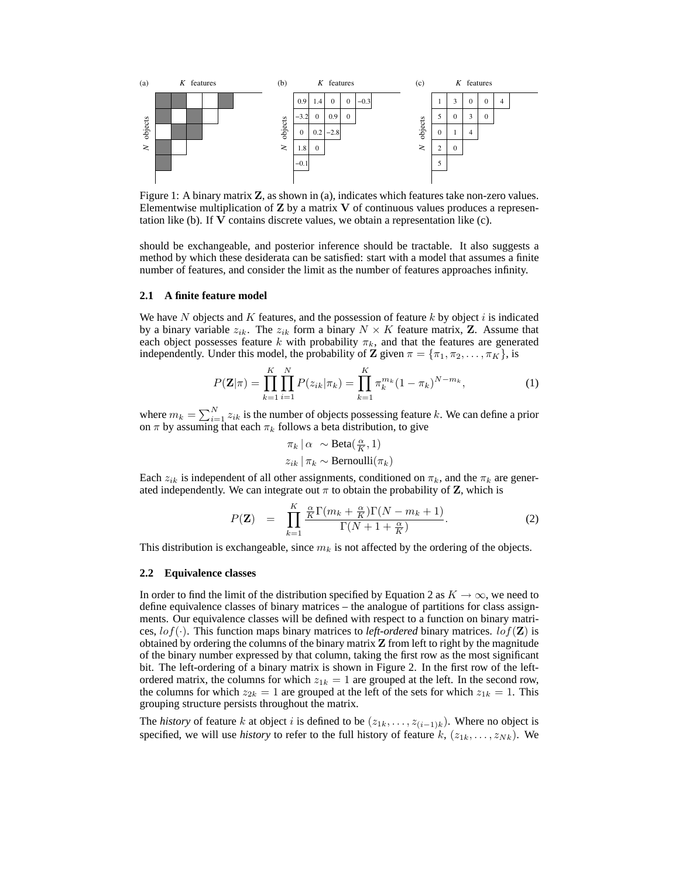Figure 1: A binary matrix $\mathbf{Z}$, as shown in (a), indicates which features take non-zero values. Elementwise multiplication of $\mathbf{Z}$ by a matrix $\mathbf{V}$ of continuous values produces a representation like (b). If $\mathbf{V}$ contains discrete values, we obtain a representation like (c).

should be exchangeable, and posterior inference should be tractable. It also suggests a method by which these desiderata can be satisfied: start with a model that assumes a finite number of features, and consider the limit as the number of features approaches infinity.

### 2.1 A finite feature model

We have $N$ objects and $K$ features, and the possession of feature $k$ by object $i$ is indicated by a binary variable $z_{ik}$. The $z_{ik}$ form a binary $N \times K$ feature matrix, $\mathbf{Z}$. Assume that each object possesses feature $k$ with probability $\pi_k$, and that the features are generated independently. Under this model, the probability of $\mathbf{Z}$ given $\pi = \{\pi_1, \pi_2, \ldots, \pi_K\}$, is

$$P(\mathbf{Z}|\pi) = \prod_{k=1}^{K} \prod_{i=1}^{N} P(z_{ik}|\pi_k) = \prod_{k=1}^{K} \pi_k^{m_k} (1-\pi_k)^{N-m_k}, \tag{1}$$

where $m_k = \sum_{i=1}^{N} z_{ik}$ is the number of objects possessing feature $k$. We can define a prior on $\pi$ by assuming that each $\pi_k$ follows a beta distribution, to give

$$\pi_k \mid \alpha \sim \text{Beta}(\tfrac{\alpha}{K}, 1)$$
$$z_{ik} \mid \pi_k \sim \text{Bernoulli}(\pi_k)$$

Each $z_{ik}$ is independent of all other assignments, conditioned on $\pi_k$, and the $\pi_k$ are generated independently. We can integrate out $\pi$ to obtain the probability of $\mathbf{Z}$, which is

$$P(\mathbf{Z}) = \prod_{k=1}^{K} \frac{\frac{\alpha}{K}\Gamma(m_k + \frac{\alpha}{K})\Gamma(N - m_k + 1)}{\Gamma(N + 1 + \frac{\alpha}{K})}. \tag{2}$$

This distribution is exchangeable, since $m_k$ is not affected by the ordering of the objects.

### 2.2 Equivalence classes

In order to find the limit of the distribution specified by Equation 2 as $K \to \infty$, we need to define equivalence classes of binary matrices – the analogue of partitions for class assignments. Our equivalence classes will be defined with respect to a function on binary matrices, $lof(\cdot)$. This function maps binary matrices to *left-ordered* binary matrices. $lof(\mathbf{Z})$ is obtained by ordering the columns of the binary matrix $\mathbf{Z}$ from left to right by the magnitude of the binary number expressed by that column, taking the first row as the most significant bit. The left-ordering of a binary matrix is shown in Figure 2. In the first row of the left-ordered matrix, the columns for which $z_{1k} = 1$ are grouped at the left. In the second row, the columns for which $z_{2k} = 1$ are grouped at the left of the sets for which $z_{1k} = 1$. This grouping structure persists throughout the matrix.

The *history* of feature $k$ at object $i$ is defined to be $(z_{1k}, \ldots, z_{(i-1)k})$. Where no object is specified, we will use *history* to refer to the full history of feature $k$, $(z_{1k}, \ldots, z_{Nk})$. We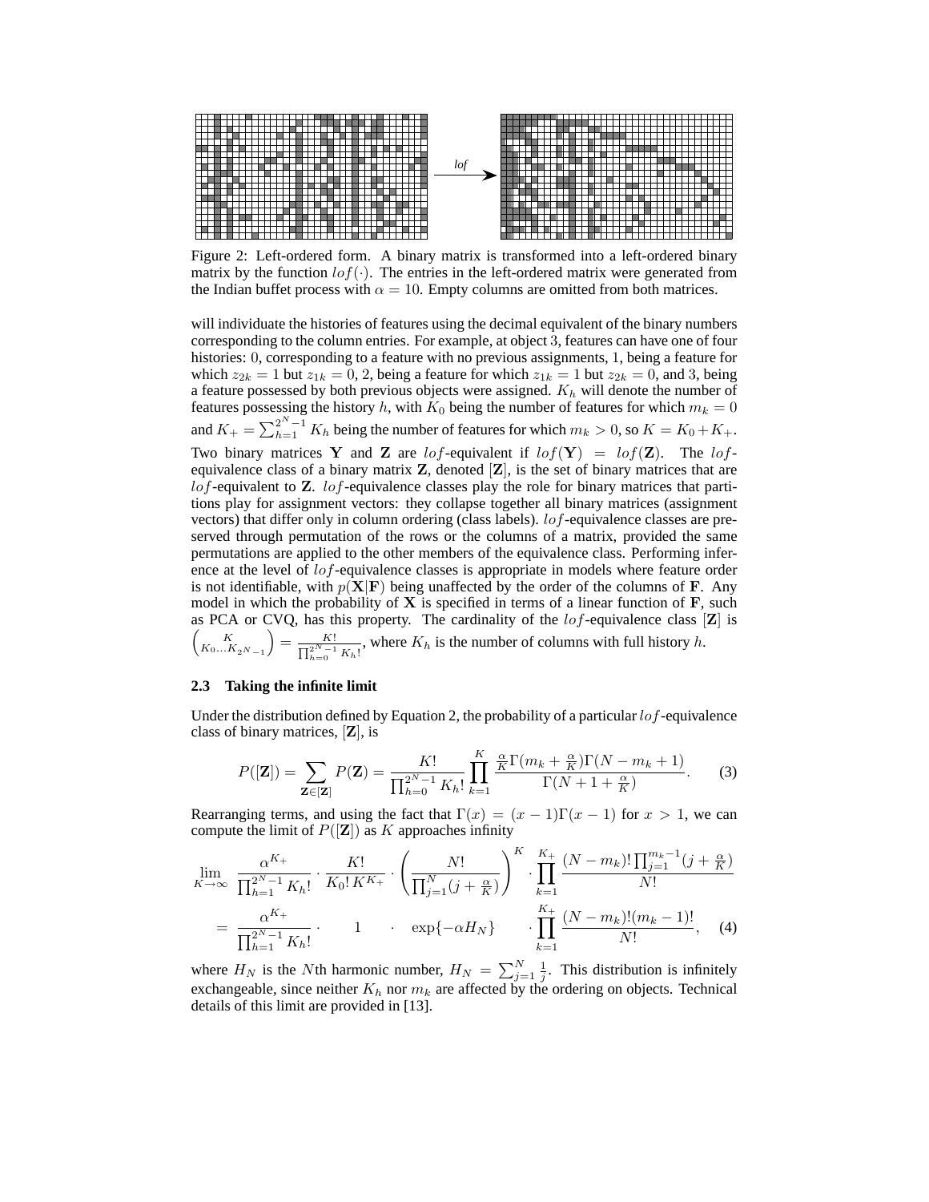Figure 2: Left-ordered form. A binary matrix is transformed into a left-ordered binary matrix by the function $lof(\cdot)$. The entries in the left-ordered matrix were generated from the Indian buffet process with $\alpha = 10$. Empty columns are omitted from both matrices.

will individuate the histories of features using the decimal equivalent of the binary numbers corresponding to the column entries. For example, at object 3, features can have one of four histories: 0, corresponding to a feature with no previous assignments, 1, being a feature for which $z_{2k} = 1$ but $z_{1k} = 0$, 2, being a feature for which $z_{1k} = 1$ but $z_{2k} = 0$, and 3, being a feature possessed by both previous objects were assigned. $K_h$ will denote the number of features possessing the history $h$, with $K_0$ being the number of features for which $m_k = 0$ and $K_+ = \sum_{h=1}^{2^N-1} K_h$ being the number of features for which $m_k > 0$, so $K = K_0 + K_+$. Two binary matrices $\mathbf{Y}$ and $\mathbf{Z}$ are $lof$-equivalent if $lof(\mathbf{Y}) = lof(\mathbf{Z})$. The $lof$-equivalence class of a binary matrix $\mathbf{Z}$, denoted $[\mathbf{Z}]$, is the set of binary matrices that are $lof$-equivalent to $\mathbf{Z}$. $lof$-equivalence classes play the role for binary matrices that partitions play for assignment vectors: they collapse together all binary matrices (assignment vectors) that differ only in column ordering (class labels). $lof$-equivalence classes are preserved through permutation of the rows or the columns of a matrix, provided the same permutations are applied to the other members of the equivalence class. Performing inference at the level of $lof$-equivalence classes is appropriate in models where feature order is not identifiable, with $p(\mathbf{X}|\mathbf{F})$ being unaffected by the order of the columns of $\mathbf{F}$. Any model in which the probability of $\mathbf{X}$ is specified in terms of a linear function of $\mathbf{F}$, such as PCA or CVQ, has this property. The cardinality of the $lof$-equivalence class $[\mathbf{Z}]$ is $\binom{K}{K_0 \ldots K_{2^N-1}} = \frac{K!}{\prod_{h=0}^{2^N-1} K_h!}$, where $K_h$ is the number of columns with full history $h$.

### 2.3 Taking the infinite limit

Under the distribution defined by Equation 2, the probability of a particular $lof$-equivalence class of binary matrices, $[\mathbf{Z}]$, is

$$P([\mathbf{Z}]) = \sum_{\mathbf{Z} \in [\mathbf{Z}]} P(\mathbf{Z}) = \frac{K!}{\prod_{h=0}^{2^N-1} K_h!} \prod_{k=1}^{K} \frac{\frac{\alpha}{K}\Gamma(m_k + \frac{\alpha}{K})\Gamma(N - m_k + 1)}{\Gamma(N + 1 + \frac{\alpha}{K})}. \tag{3}$$

Rearranging terms, and using the fact that $\Gamma(x) = (x-1)\Gamma(x-1)$ for $x > 1$, we can compute the limit of $P([\mathbf{Z}])$ as $K$ approaches infinity

$$\begin{aligned}
\lim_{K \to \infty} \; & \frac{\alpha^{K_+}}{\prod_{h=1}^{2^N-1} K_h!} \cdot \frac{K!}{K_0! \, K^{K_+}} \cdot \left( \frac{N!}{\prod_{j=1}^{N}(j + \frac{\alpha}{K})} \right)^{K} \cdot \prod_{k=1}^{K_+} \frac{(N - m_k)! \prod_{j=1}^{m_k - 1}(j + \frac{\alpha}{K})}{N!} \\
= \; & \frac{\alpha^{K_+}}{\prod_{h=1}^{2^N-1} K_h!} \cdot \qquad 1 \qquad \cdot \quad \exp\{-\alpha H_N\} \quad \cdot \prod_{k=1}^{K_+} \frac{(N - m_k)!(m_k - 1)!}{N!}, 
\end{aligned} \tag{4}$$

where $H_N$ is the $N$th harmonic number, $H_N = \sum_{j=1}^{N} \frac{1}{j}$. This distribution is infinitely exchangeable, since neither $K_h$ nor $m_k$ are affected by the ordering on objects. Technical details of this limit are provided in [13].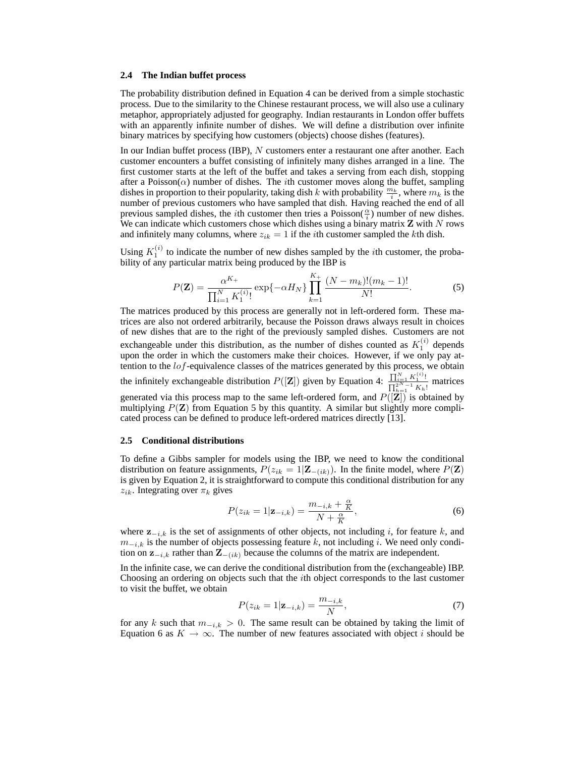### 2.4 The Indian buffet process

The probability distribution defined in Equation 4 can be derived from a simple stochastic process. Due to the similarity to the Chinese restaurant process, we will also use a culinary metaphor, appropriately adjusted for geography. Indian restaurants in London offer buffets with an apparently infinite number of dishes. We will define a distribution over infinite binary matrices by specifying how customers (objects) choose dishes (features).

In our Indian buffet process (IBP), $N$ customers enter a restaurant one after another. Each customer encounters a buffet consisting of infinitely many dishes arranged in a line. The first customer starts at the left of the buffet and takes a serving from each dish, stopping after a Poisson($\alpha$) number of dishes. The $i$th customer moves along the buffet, sampling dishes in proportion to their popularity, taking dish $k$ with probability $\frac{m_k}{i}$, where $m_k$ is the number of previous customers who have sampled that dish. Having reached the end of all previous sampled dishes, the $i$th customer then tries a Poisson($\frac{\alpha}{i}$) number of new dishes. We can indicate which customers chose which dishes using a binary matrix $\mathbf{Z}$ with $N$ rows and infinitely many columns, where $z_{ik} = 1$ if the $i$th customer sampled the $k$th dish.

Using $K_1^{(i)}$ to indicate the number of new dishes sampled by the $i$th customer, the probability of any particular matrix being produced by the IBP is

$$P(\mathbf{Z}) = \frac{\alpha^{K_+}}{\prod_{i=1}^{N} K_1^{(i)}!} \exp\{-\alpha H_N\} \prod_{k=1}^{K_+} \frac{(N-m_k)!(m_k-1)!}{N!}. \tag{5}$$

The matrices produced by this process are generally not in left-ordered form. These matrices are also not ordered arbitrarily, because the Poisson draws always result in choices of new dishes that are to the right of the previously sampled dishes. Customers are not exchangeable under this distribution, as the number of dishes counted as $K_1^{(i)}$ depends upon the order in which the customers make their choices. However, if we only pay attention to the $lof$-equivalence classes of the matrices generated by this process, we obtain the infinitely exchangeable distribution $P([\mathbf{Z}])$ given by Equation 4: $\frac{\prod_{i=1}^{N} K_1^{(i)}!}{\prod_{h=1}^{2^N-1} K_h!}$ matrices generated via this process map to the same left-ordered form, and $P([\mathbf{Z}])$ is obtained by multiplying $P(\mathbf{Z})$ from Equation 5 by this quantity. A similar but slightly more complicated process can be defined to produce left-ordered matrices directly [13].

### 2.5 Conditional distributions

To define a Gibbs sampler for models using the IBP, we need to know the conditional distribution on feature assignments, $P(z_{ik} = 1|\mathbf{Z}_{-(ik)})$. In the finite model, where $P(\mathbf{Z})$ is given by Equation 2, it is straightforward to compute this conditional distribution for any $z_{ik}$. Integrating over $\pi_k$ gives

$$P(z_{ik} = 1|\mathbf{z}_{-i,k}) = \frac{m_{-i,k} + \frac{\alpha}{K}}{N + \frac{\alpha}{K}}, \tag{6}$$

where $\mathbf{z}_{-i,k}$ is the set of assignments of other objects, not including $i$, for feature $k$, and $m_{-i,k}$ is the number of objects possessing feature $k$, not including $i$. We need only condition on $\mathbf{z}_{-i,k}$ rather than $\mathbf{Z}_{-(ik)}$ because the columns of the matrix are independent.

In the infinite case, we can derive the conditional distribution from the (exchangeable) IBP. Choosing an ordering on objects such that the $i$th object corresponds to the last customer to visit the buffet, we obtain

$$P(z_{ik} = 1|\mathbf{z}_{-i,k}) = \frac{m_{-i,k}}{N}, \tag{7}$$

for any $k$ such that $m_{-i,k} > 0$. The same result can be obtained by taking the limit of Equation 6 as $K \to \infty$. The number of new features associated with object $i$ should be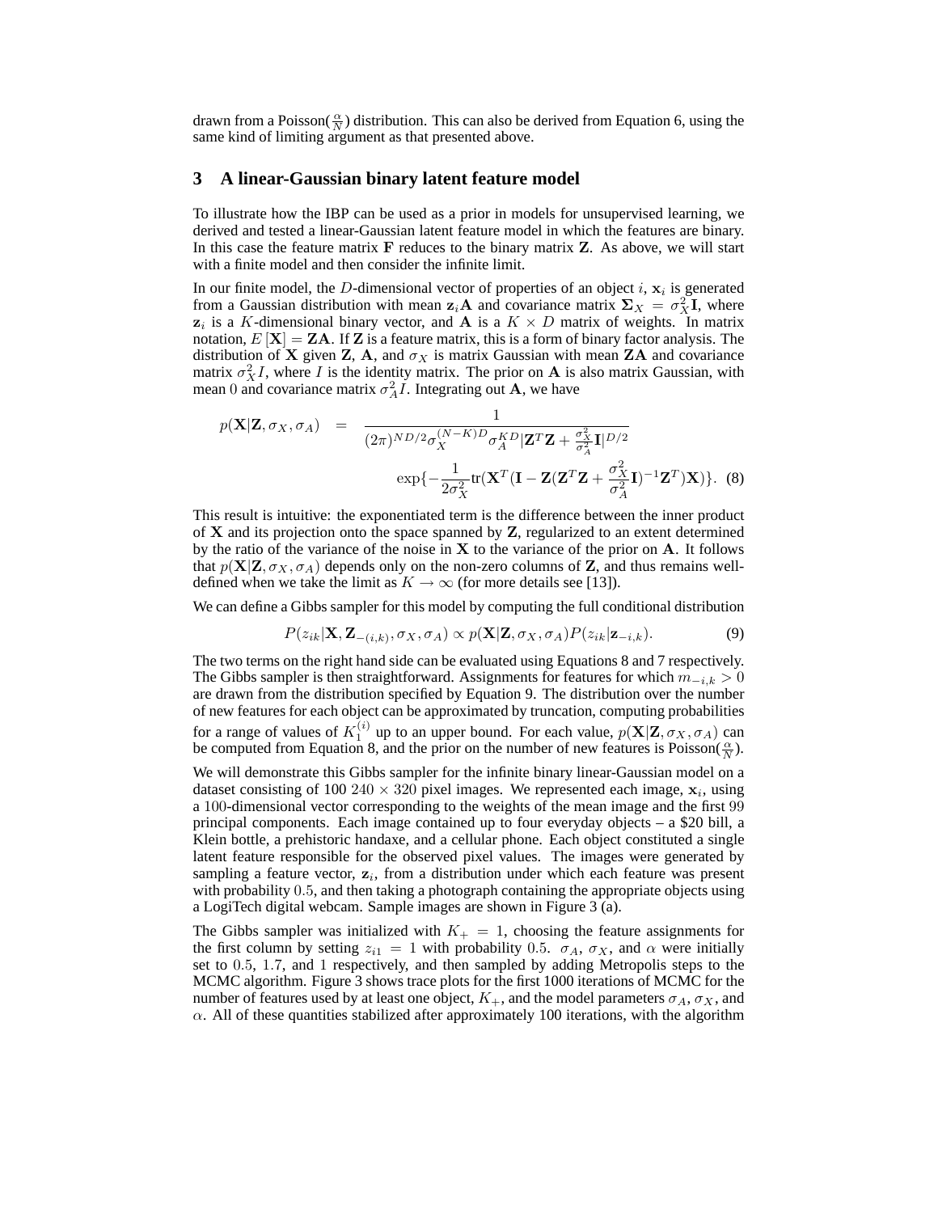drawn from a Poisson($\frac{\alpha}{N}$) distribution. This can also be derived from Equation 6, using the same kind of limiting argument as that presented above.

## 3 A linear-Gaussian binary latent feature model

To illustrate how the IBP can be used as a prior in models for unsupervised learning, we derived and tested a linear-Gaussian latent feature model in which the features are binary. In this case the feature matrix $\mathbf{F}$ reduces to the binary matrix $\mathbf{Z}$. As above, we will start with a finite model and then consider the infinite limit.

In our finite model, the $D$-dimensional vector of properties of an object $i$, $\mathbf{x}_i$ is generated from a Gaussian distribution with mean $\mathbf{z}_i\mathbf{A}$ and covariance matrix $\mathbf{\Sigma}_X = \sigma_X^2\mathbf{I}$, where $\mathbf{z}_i$ is a $K$-dimensional binary vector, and $\mathbf{A}$ is a $K \times D$ matrix of weights. In matrix notation, $E[\mathbf{X}] = \mathbf{ZA}$. If $\mathbf{Z}$ is a feature matrix, this is a form of binary factor analysis. The distribution of $\mathbf{X}$ given $\mathbf{Z}$, $\mathbf{A}$, and $\sigma_X$ is matrix Gaussian with mean $\mathbf{ZA}$ and covariance matrix $\sigma_X^2 I$, where $I$ is the identity matrix. The prior on $\mathbf{A}$ is also matrix Gaussian, with mean 0 and covariance matrix $\sigma_A^2 I$. Integrating out $\mathbf{A}$, we have

$$p(\mathbf{X}|\mathbf{Z}, \sigma_X, \sigma_A) = \frac{1}{(2\pi)^{ND/2}\sigma_X^{(N-K)D}\sigma_A^{KD}|\mathbf{Z}^T\mathbf{Z} + \frac{\sigma_X^2}{\sigma_A^2}\mathbf{I}|^{D/2}} \exp\{-\frac{1}{2\sigma_X^2}\mathrm{tr}(\mathbf{X}^T(\mathbf{I} - \mathbf{Z}(\mathbf{Z}^T\mathbf{Z} + \frac{\sigma_X^2}{\sigma_A^2}\mathbf{I})^{-1}\mathbf{Z}^T)\mathbf{X})\}. \tag{8}$$

This result is intuitive: the exponentiated term is the difference between the inner product of $\mathbf{X}$ and its projection onto the space spanned by $\mathbf{Z}$, regularized to an extent determined by the ratio of the variance of the noise in $\mathbf{X}$ to the variance of the prior on $\mathbf{A}$. It follows that $p(\mathbf{X}|\mathbf{Z}, \sigma_X, \sigma_A)$ depends only on the non-zero columns of $\mathbf{Z}$, and thus remains well-defined when we take the limit as $K \to \infty$ (for more details see [13]).

We can define a Gibbs sampler for this model by computing the full conditional distribution

$$P(z_{ik}|\mathbf{X}, \mathbf{Z}_{-(i,k)}, \sigma_X, \sigma_A) \propto p(\mathbf{X}|\mathbf{Z}, \sigma_X, \sigma_A)P(z_{ik}|\mathbf{z}_{-i,k}). \tag{9}$$

The two terms on the right hand side can be evaluated using Equations 8 and 7 respectively. The Gibbs sampler is then straightforward. Assignments for features for which $m_{-i,k} > 0$ are drawn from the distribution specified by Equation 9. The distribution over the number of new features for each object can be approximated by truncation, computing probabilities for a range of values of $K_1^{(i)}$ up to an upper bound. For each value, $p(\mathbf{X}|\mathbf{Z}, \sigma_X, \sigma_A)$ can be computed from Equation 8, and the prior on the number of new features is Poisson($\frac{\alpha}{N}$).

We will demonstrate this Gibbs sampler for the infinite binary linear-Gaussian model on a dataset consisting of 100 $240 \times 320$ pixel images. We represented each image, $\mathbf{x}_i$, using a 100-dimensional vector corresponding to the weights of the mean image and the first 99 principal components. Each image contained up to four everyday objects – a \$20 bill, a Klein bottle, a prehistoric handaxe, and a cellular phone. Each object constituted a single latent feature responsible for the observed pixel values. The images were generated by sampling a feature vector, $\mathbf{z}_i$, from a distribution under which each feature was present with probability 0.5, and then taking a photograph containing the appropriate objects using a LogiTech digital webcam. Sample images are shown in Figure 3 (a).

The Gibbs sampler was initialized with $K_+ = 1$, choosing the feature assignments for the first column by setting $z_{i1} = 1$ with probability 0.5. $\sigma_A$, $\sigma_X$, and $\alpha$ were initially set to 0.5, 1.7, and 1 respectively, and then sampled by adding Metropolis steps to the MCMC algorithm. Figure 3 shows trace plots for the first 1000 iterations of MCMC for the number of features used by at least one object, $K_+$, and the model parameters $\sigma_A$, $\sigma_X$, and $\alpha$. All of these quantities stabilized after approximately 100 iterations, with the algorithm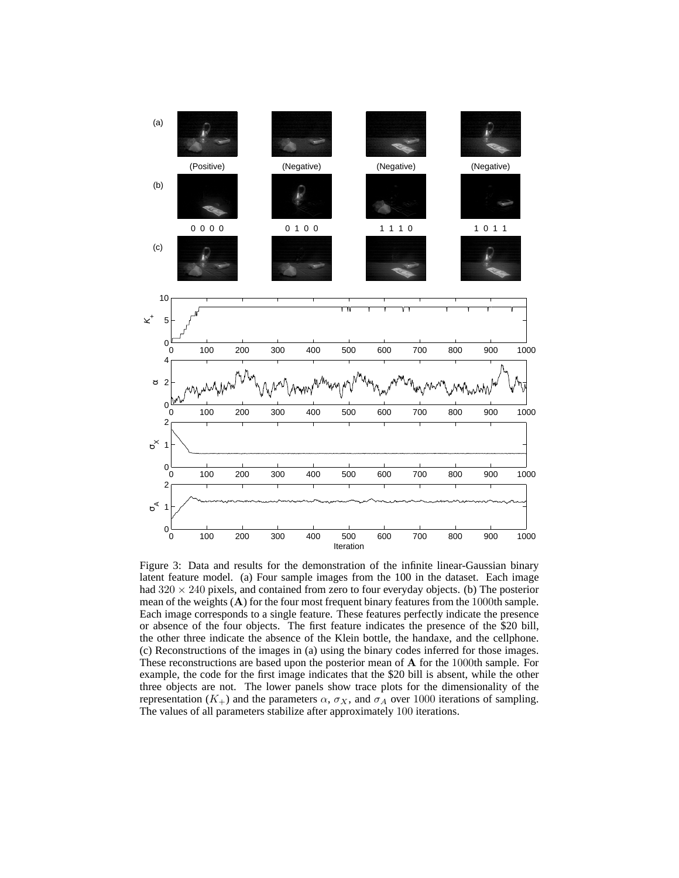Figure 3: Data and results for the demonstration of the infinite linear-Gaussian binary latent feature model. (a) Four sample images from the 100 in the dataset. Each image had $320 \times 240$ pixels, and contained from zero to four everyday objects. (b) The posterior mean of the weights ($\mathbf{A}$) for the four most frequent binary features from the $1000$th sample. Each image corresponds to a single feature. These features perfectly indicate the presence or absence of the four objects. The first feature indicates the presence of the $20 bill, the other three indicate the absence of the Klein bottle, the handaxe, and the cellphone. (c) Reconstructions of the images in (a) using the binary codes inferred for those images. These reconstructions are based upon the posterior mean of $\mathbf{A}$ for the $1000$th sample. For example, the code for the first image indicates that the $20 bill is absent, while the other three objects are not. The lower panels show trace plots for the dimensionality of the representation ($K_+$) and the parameters $\alpha$, $\sigma_X$, and $\sigma_A$ over $1000$ iterations of sampling. The values of all parameters stabilize after approximately $100$ iterations.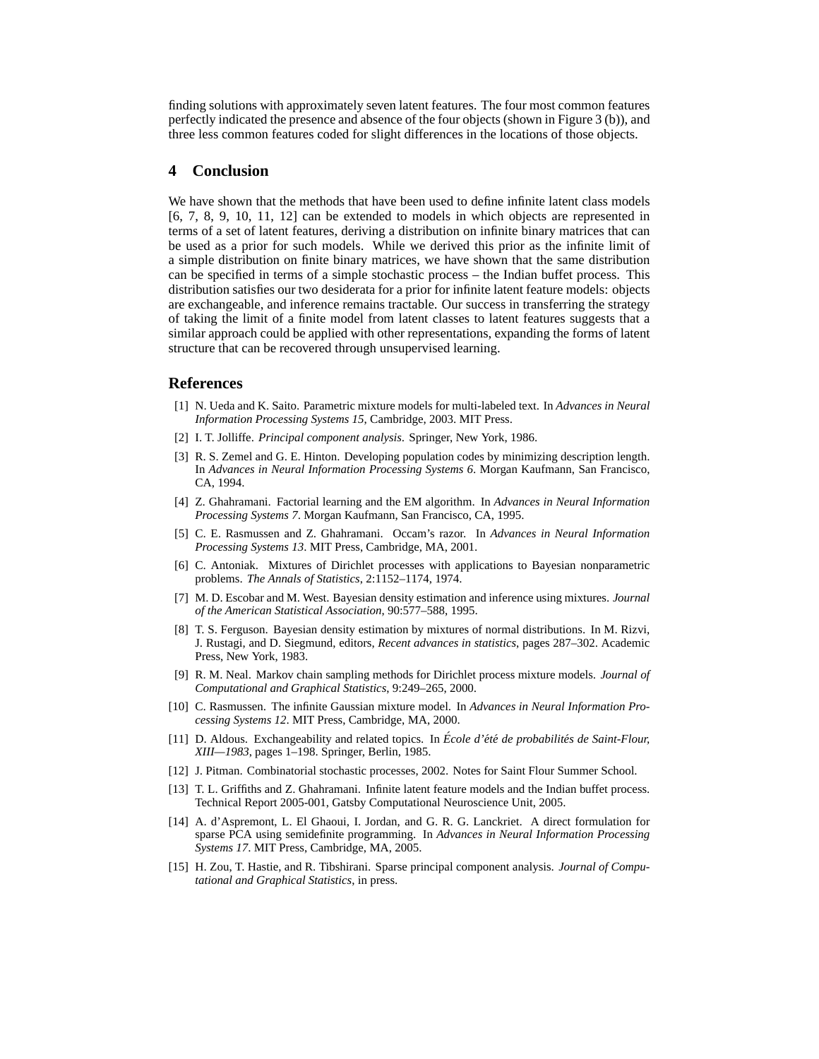finding solutions with approximately seven latent features. The four most common features perfectly indicated the presence and absence of the four objects (shown in Figure 3 (b)), and three less common features coded for slight differences in the locations of those objects.

## 4 Conclusion

We have shown that the methods that have been used to define infinite latent class models [6, 7, 8, 9, 10, 11, 12] can be extended to models in which objects are represented in terms of a set of latent features, deriving a distribution on infinite binary matrices that can be used as a prior for such models. While we derived this prior as the infinite limit of a simple distribution on finite binary matrices, we have shown that the same distribution can be specified in terms of a simple stochastic process – the Indian buffet process. This distribution satisfies our two desiderata for a prior for infinite latent feature models: objects are exchangeable, and inference remains tractable. Our success in transferring the strategy of taking the limit of a finite model from latent classes to latent features suggests that a similar approach could be applied with other representations, expanding the forms of latent structure that can be recovered through unsupervised learning.

## References

[1] N. Ueda and K. Saito. Parametric mixture models for multi-labeled text. In *Advances in Neural Information Processing Systems 15*, Cambridge, 2003. MIT Press.

[2] I. T. Jolliffe. *Principal component analysis*. Springer, New York, 1986.

[3] R. S. Zemel and G. E. Hinton. Developing population codes by minimizing description length. In *Advances in Neural Information Processing Systems 6*. Morgan Kaufmann, San Francisco, CA, 1994.

[4] Z. Ghahramani. Factorial learning and the EM algorithm. In *Advances in Neural Information Processing Systems 7*. Morgan Kaufmann, San Francisco, CA, 1995.

[5] C. E. Rasmussen and Z. Ghahramani. Occam's razor. In *Advances in Neural Information Processing Systems 13*. MIT Press, Cambridge, MA, 2001.

[6] C. Antoniak. Mixtures of Dirichlet processes with applications to Bayesian nonparametric problems. *The Annals of Statistics*, 2:1152–1174, 1974.

[7] M. D. Escobar and M. West. Bayesian density estimation and inference using mixtures. *Journal of the American Statistical Association*, 90:577–588, 1995.

[8] T. S. Ferguson. Bayesian density estimation by mixtures of normal distributions. In M. Rizvi, J. Rustagi, and D. Siegmund, editors, *Recent advances in statistics*, pages 287–302. Academic Press, New York, 1983.

[9] R. M. Neal. Markov chain sampling methods for Dirichlet process mixture models. *Journal of Computational and Graphical Statistics*, 9:249–265, 2000.

[10] C. Rasmussen. The infinite Gaussian mixture model. In *Advances in Neural Information Processing Systems 12*. MIT Press, Cambridge, MA, 2000.

[11] D. Aldous. Exchangeability and related topics. In *École d'été de probabilités de Saint-Flour, XIII—1983*, pages 1–198. Springer, Berlin, 1985.

[12] J. Pitman. Combinatorial stochastic processes, 2002. Notes for Saint Flour Summer School.

[13] T. L. Griffiths and Z. Ghahramani. Infinite latent feature models and the Indian buffet process. Technical Report 2005-001, Gatsby Computational Neuroscience Unit, 2005.

[14] A. d'Aspremont, L. El Ghaoui, I. Jordan, and G. R. G. Lanckriet. A direct formulation for sparse PCA using semidefinite programming. In *Advances in Neural Information Processing Systems 17*. MIT Press, Cambridge, MA, 2005.

[15] H. Zou, T. Hastie, and R. Tibshirani. Sparse principal component analysis. *Journal of Computational and Graphical Statistics*, in press.